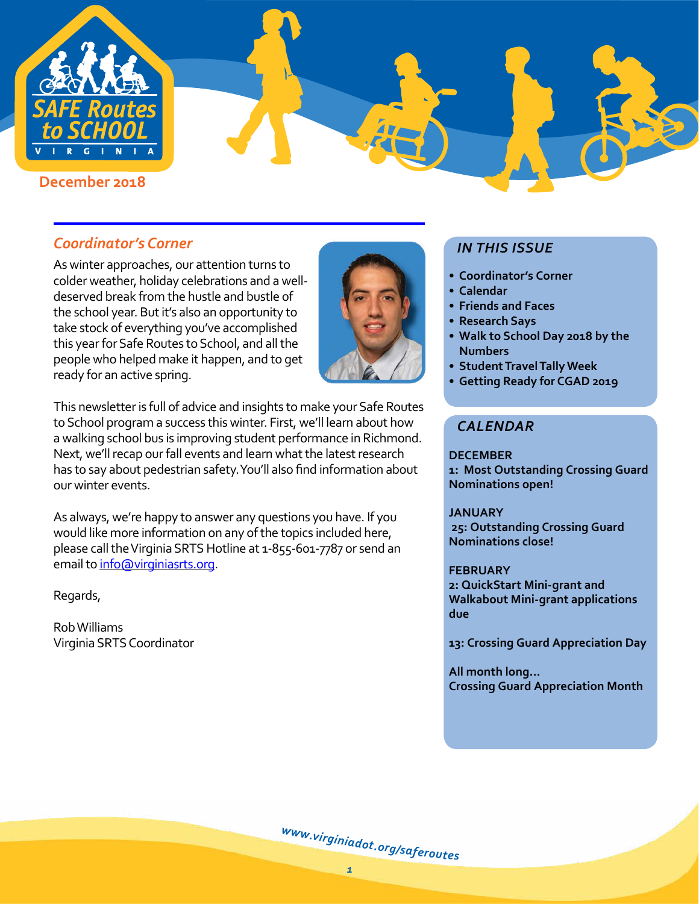# SAFE Routes to SCHOOL VIRGINIA

**December 2018**

## *Coordinator's Corner*

As winter approaches, our attention turns to colder weather, holiday celebrations and a well-deserved break from the hustle and bustle of the school year. But it's also an opportunity to take stock of everything you've accomplished this year for Safe Routes to School, and all the people who helped make it happen, and to get ready for an active spring.

This newsletter is full of advice and insights to make your Safe Routes to School program a success this winter. First, we'll learn about how a walking school bus is improving student performance in Richmond. Next, we'll recap our fall events and learn what the latest research has to say about pedestrian safety. You'll also find information about our winter events.

As always, we're happy to answer any questions you have. If you would like more information on any of the topics included here, please call the Virginia SRTS Hotline at 1-855-601-7787 or send an email to info@virginiasrts.org.

Regards,

Rob Williams
Virginia SRTS Coordinator

## *IN THIS ISSUE*

- **Coordinator's Corner**
- **Calendar**
- **Friends and Faces**
- **Research Says**
- **Walk to School Day 2018 by the Numbers**
- **Student Travel Tally Week**
- **Getting Ready for CGAD 2019**

## *CALENDAR*

**DECEMBER**
**1: Most Outstanding Crossing Guard Nominations open!**

**JANUARY**
**25: Outstanding Crossing Guard Nominations close!**

**FEBRUARY**
**2: QuickStart Mini-grant and Walkabout Mini-grant applications due**

**13: Crossing Guard Appreciation Day**

**All month long...**
**Crossing Guard Appreciation Month**

*www.virginiadot.org/saferoutes*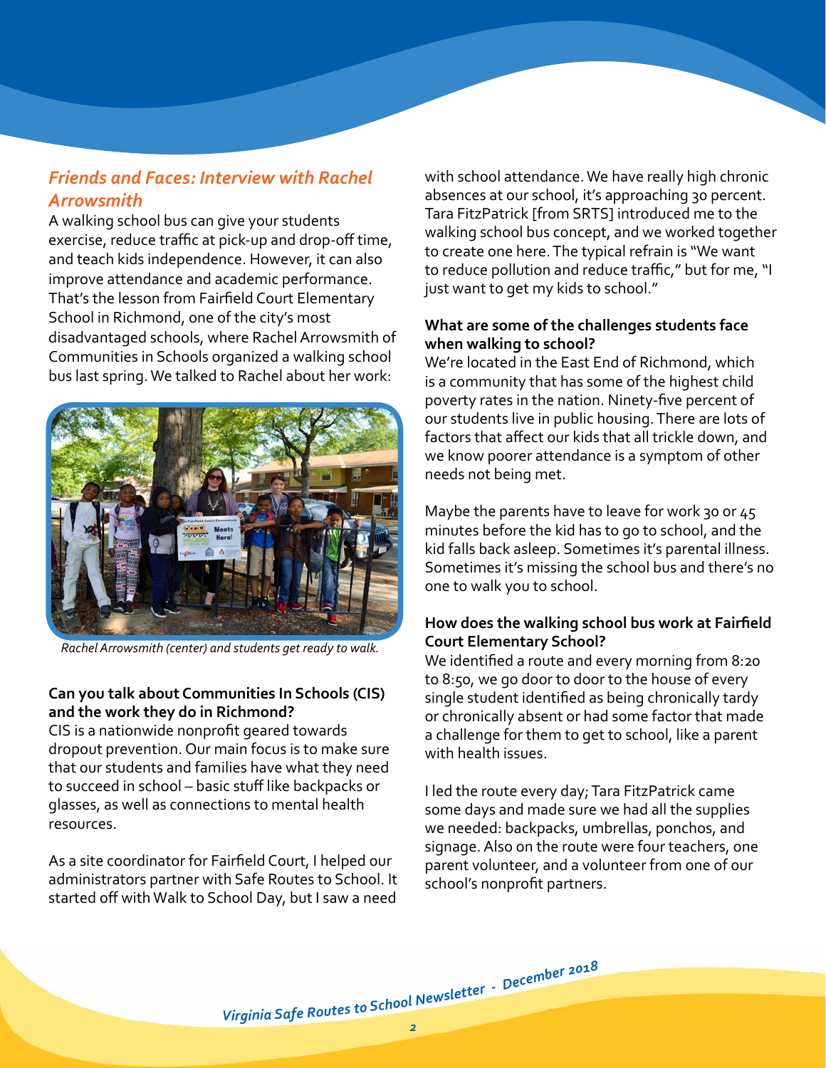## *Friends and Faces: Interview with Rachel Arrowsmith*

A walking school bus can give your students exercise, reduce traffic at pick-up and drop-off time, and teach kids independence. However, it can also improve attendance and academic performance. That's the lesson from Fairfield Court Elementary School in Richmond, one of the city's most disadvantaged schools, where Rachel Arrowsmith of Communities in Schools organized a walking school bus last spring. We talked to Rachel about her work:

*Rachel Arrowsmith (center) and students get ready to walk.*

**Can you talk about Communities In Schools (CIS) and the work they do in Richmond?**

CIS is a nationwide nonprofit geared towards dropout prevention. Our main focus is to make sure that our students and families have what they need to succeed in school – basic stuff like backpacks or glasses, as well as connections to mental health resources.

As a site coordinator for Fairfield Court, I helped our administrators partner with Safe Routes to School. It started off with Walk to School Day, but I saw a need with school attendance. We have really high chronic absences at our school, it's approaching 30 percent. Tara FitzPatrick [from SRTS] introduced me to the walking school bus concept, and we worked together to create one here. The typical refrain is "We want to reduce pollution and reduce traffic," but for me, "I just want to get my kids to school."

**What are some of the challenges students face when walking to school?**

We're located in the East End of Richmond, which is a community that has some of the highest child poverty rates in the nation. Ninety-five percent of our students live in public housing. There are lots of factors that affect our kids that all trickle down, and we know poorer attendance is a symptom of other needs not being met.

Maybe the parents have to leave for work 30 or 45 minutes before the kid has to go to school, and the kid falls back asleep. Sometimes it's parental illness. Sometimes it's missing the school bus and there's no one to walk you to school.

**How does the walking school bus work at Fairfield Court Elementary School?**

We identified a route and every morning from 8:20 to 8:50, we go door to door to the house of every single student identified as being chronically tardy or chronically absent or had some factor that made a challenge for them to get to school, like a parent with health issues.

I led the route every day; Tara FitzPatrick came some days and made sure we had all the supplies we needed: backpacks, umbrellas, ponchos, and signage. Also on the route were four teachers, one parent volunteer, and a volunteer from one of our school's nonprofit partners.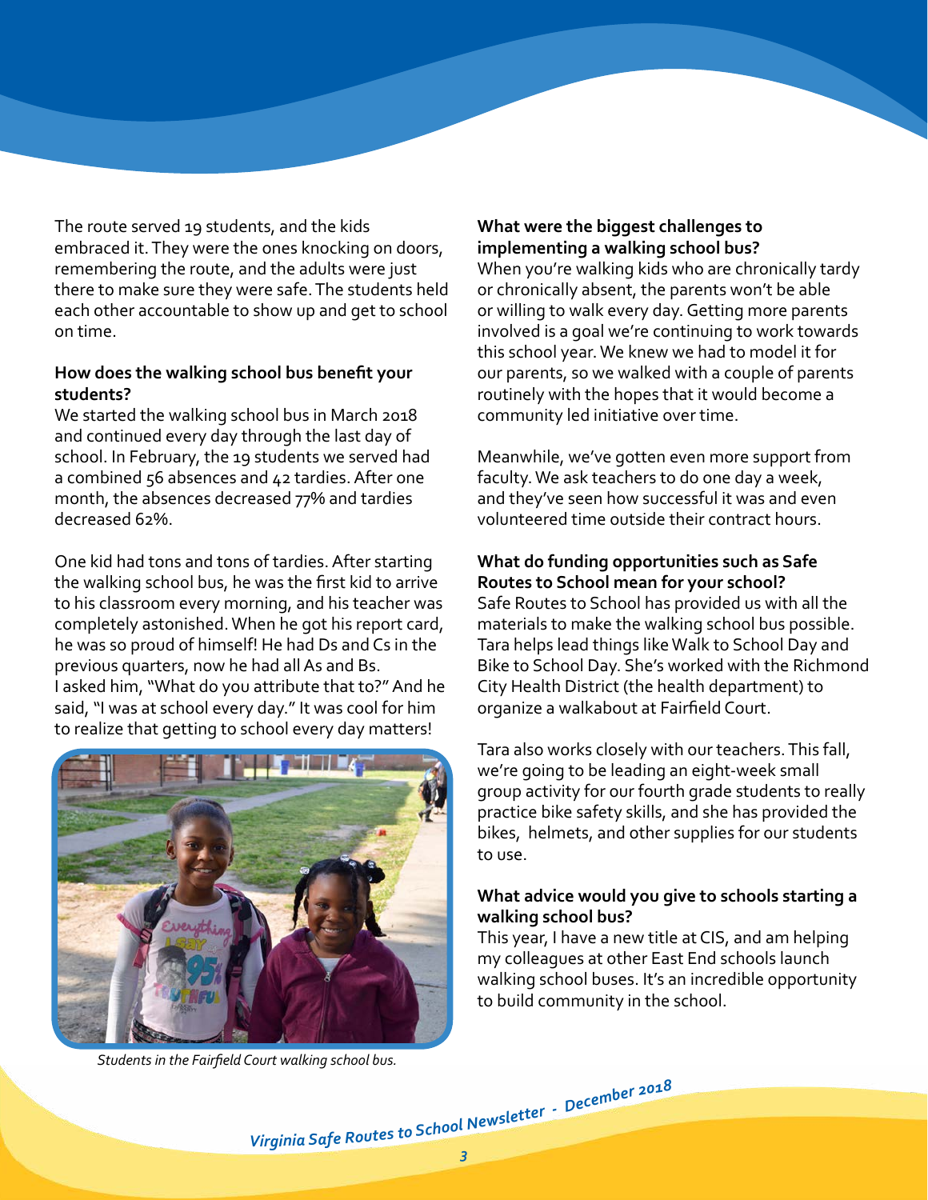The route served 19 students, and the kids embraced it. They were the ones knocking on doors, remembering the route, and the adults were just there to make sure they were safe. The students held each other accountable to show up and get to school on time.

**How does the walking school bus benefit your students?**

We started the walking school bus in March 2018 and continued every day through the last day of school. In February, the 19 students we served had a combined 56 absences and 42 tardies. After one month, the absences decreased 77% and tardies decreased 62%.

One kid had tons and tons of tardies. After starting the walking school bus, he was the first kid to arrive to his classroom every morning, and his teacher was completely astonished. When he got his report card, he was so proud of himself! He had Ds and Cs in the previous quarters, now he had all As and Bs. I asked him, "What do you attribute that to?" And he said, "I was at school every day." It was cool for him to realize that getting to school every day matters!

*Students in the Fairfield Court walking school bus.*

**What were the biggest challenges to implementing a walking school bus?**

When you're walking kids who are chronically tardy or chronically absent, the parents won't be able or willing to walk every day. Getting more parents involved is a goal we're continuing to work towards this school year. We knew we had to model it for our parents, so we walked with a couple of parents routinely with the hopes that it would become a community led initiative over time.

Meanwhile, we've gotten even more support from faculty. We ask teachers to do one day a week, and they've seen how successful it was and even volunteered time outside their contract hours.

**What do funding opportunities such as Safe Routes to School mean for your school?**

Safe Routes to School has provided us with all the materials to make the walking school bus possible. Tara helps lead things like Walk to School Day and Bike to School Day. She's worked with the Richmond City Health District (the health department) to organize a walkabout at Fairfield Court.

Tara also works closely with our teachers. This fall, we're going to be leading an eight-week small group activity for our fourth grade students to really practice bike safety skills, and she has provided the bikes, helmets, and other supplies for our students to use.

**What advice would you give to schools starting a walking school bus?**

This year, I have a new title at CIS, and am helping my colleagues at other East End schools launch walking school buses. It's an incredible opportunity to build community in the school.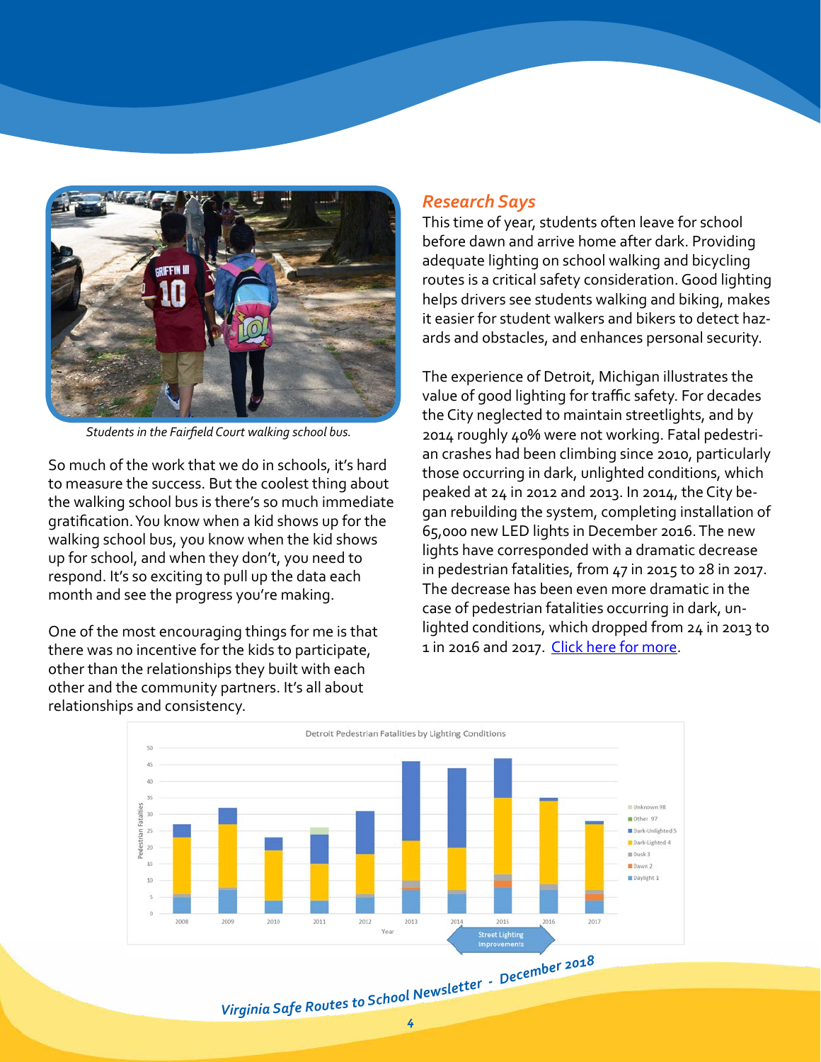Students in the Fairfield Court walking school bus.

So much of the work that we do in schools, it's hard to measure the success. But the coolest thing about the walking school bus is there's so much immediate gratification. You know when a kid shows up for the walking school bus, you know when the kid shows up for school, and when they don't, you need to respond. It's so exciting to pull up the data each month and see the progress you're making.

One of the most encouraging things for me is that there was no incentive for the kids to participate, other than the relationships they built with each other and the community partners. It's all about relationships and consistency.

## *Research Says*

This time of year, students often leave for school before dawn and arrive home after dark. Providing adequate lighting on school walking and bicycling routes is a critical safety consideration. Good lighting helps drivers see students walking and biking, makes it easier for student walkers and bikers to detect hazards and obstacles, and enhances personal security.

The experience of Detroit, Michigan illustrates the value of good lighting for traffic safety. For decades the City neglected to maintain streetlights, and by 2014 roughly 40% were not working. Fatal pedestrian crashes had been climbing since 2010, particularly those occurring in dark, unlighted conditions, which peaked at 24 in 2012 and 2013. In 2014, the City began rebuilding the system, completing installation of 65,000 new LED lights in December 2016. The new lights have corresponded with a dramatic decrease in pedestrian fatalities, from 47 in 2015 to 28 in 2017. The decrease has been even more dramatic in the case of pedestrian fatalities occurring in dark, unlighted conditions, which dropped from 24 in 2013 to 1 in 2016 and 2017. [Click here for more](#).

Detroit Pedestrian Fatalities by Lighting Conditions

Legend: Unknown 98, Other 97, Dark-Unlighted 5, Dark-Lighted 4, Dusk 3, Dawn 2, Daylight 1

Y-axis: Pedestrian Fatalities (0–50); X-axis: Year (2008–2017)

Street Lighting Improvements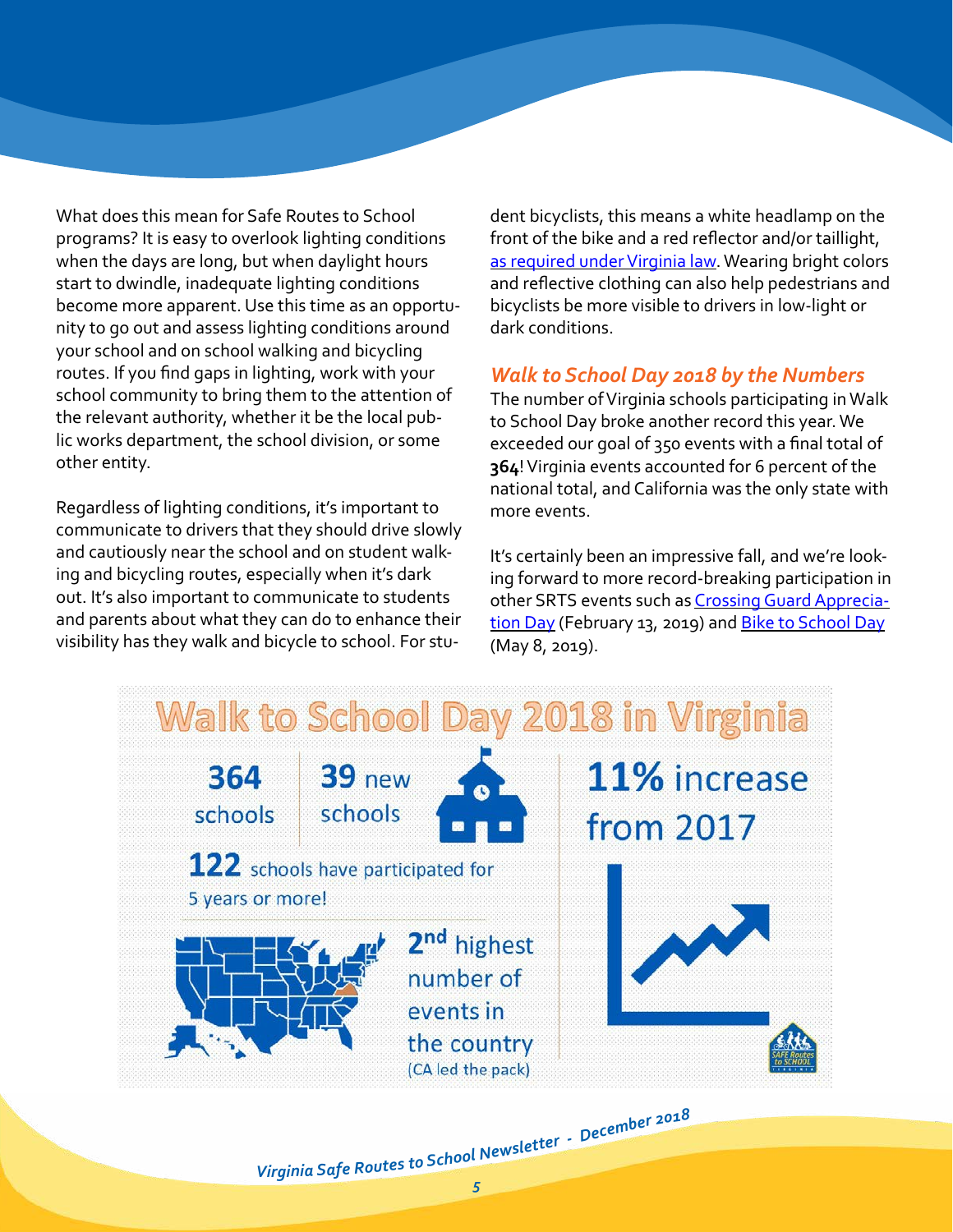What does this mean for Safe Routes to School programs? It is easy to overlook lighting conditions when the days are long, but when daylight hours start to dwindle, inadequate lighting conditions become more apparent. Use this time as an opportunity to go out and assess lighting conditions around your school and on school walking and bicycling routes. If you find gaps in lighting, work with your school community to bring them to the attention of the relevant authority, whether it be the local public works department, the school division, or some other entity.

Regardless of lighting conditions, it's important to communicate to drivers that they should drive slowly and cautiously near the school and on student walking and bicycling routes, especially when it's dark out. It's also important to communicate to students and parents about what they can do to enhance their visibility has they walk and bicycle to school. For student bicyclists, this means a white headlamp on the front of the bike and a red reflector and/or taillight, as required under Virginia law. Wearing bright colors and reflective clothing can also help pedestrians and bicyclists be more visible to drivers in low-light or dark conditions.

### *Walk to School Day 2018 by the Numbers*

The number of Virginia schools participating in Walk to School Day broke another record this year. We exceeded our goal of 350 events with a final total of **364**! Virginia events accounted for 6 percent of the national total, and California was the only state with more events.

It's certainly been an impressive fall, and we're looking forward to more record-breaking participation in other SRTS events such as Crossing Guard Appreciation Day (February 13, 2019) and Bike to School Day (May 8, 2019).

## Walk to School Day 2018 in Virginia

**364** schools

**39** new schools

**122** schools have participated for 5 years or more!

2nd highest number of events in the country (CA led the pack)

**11%** increase from 2017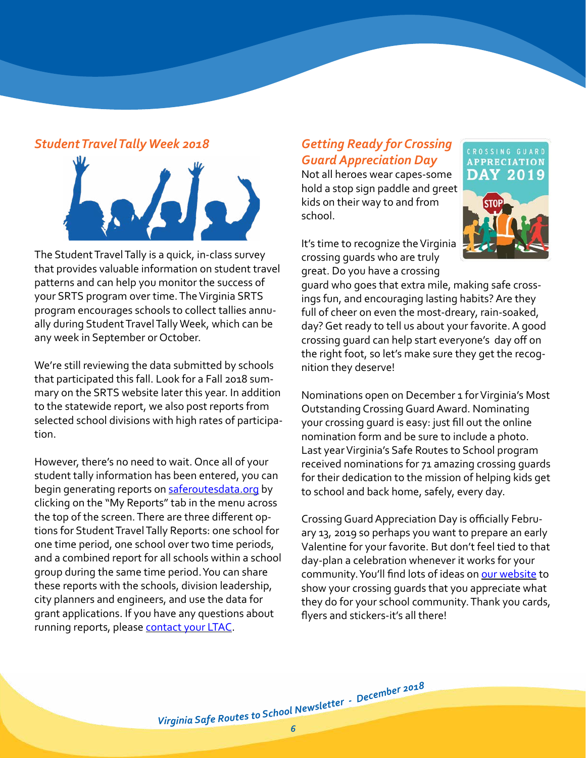## *Student Travel Tally Week 2018*

The Student Travel Tally is a quick, in-class survey that provides valuable information on student travel patterns and can help you monitor the success of your SRTS program over time. The Virginia SRTS program encourages schools to collect tallies annually during Student Travel Tally Week, which can be any week in September or October.

We're still reviewing the data submitted by schools that participated this fall. Look for a Fall 2018 summary on the SRTS website later this year. In addition to the statewide report, we also post reports from selected school divisions with high rates of participation.

However, there's no need to wait. Once all of your student tally information has been entered, you can begin generating reports on saferoutesdata.org by clicking on the "My Reports" tab in the menu across the top of the screen. There are three different options for Student Travel Tally Reports: one school for one time period, one school over two time periods, and a combined report for all schools within a school group during the same time period. You can share these reports with the schools, division leadership, city planners and engineers, and use the data for grant applications. If you have any questions about running reports, please contact your LTAC.

## *Getting Ready for Crossing Guard Appreciation Day*

Not all heroes wear capes-some hold a stop sign paddle and greet kids on their way to and from school.

It's time to recognize the Virginia crossing guards who are truly great. Do you have a crossing guard who goes that extra mile, making safe crossings fun, and encouraging lasting habits? Are they full of cheer on even the most-dreary, rain-soaked, day? Get ready to tell us about your favorite. A good crossing guard can help start everyone's day off on the right foot, so let's make sure they get the recognition they deserve!

Nominations open on December 1 for Virginia's Most Outstanding Crossing Guard Award. Nominating your crossing guard is easy: just fill out the online nomination form and be sure to include a photo. Last year Virginia's Safe Routes to School program received nominations for 71 amazing crossing guards for their dedication to the mission of helping kids get to school and back home, safely, every day.

Crossing Guard Appreciation Day is officially February 13, 2019 so perhaps you want to prepare an early Valentine for your favorite. But don't feel tied to that day-plan a celebration whenever it works for your community. You'll find lots of ideas on our website to show your crossing guards that you appreciate what they do for your school community. Thank you cards, flyers and stickers-it's all there!